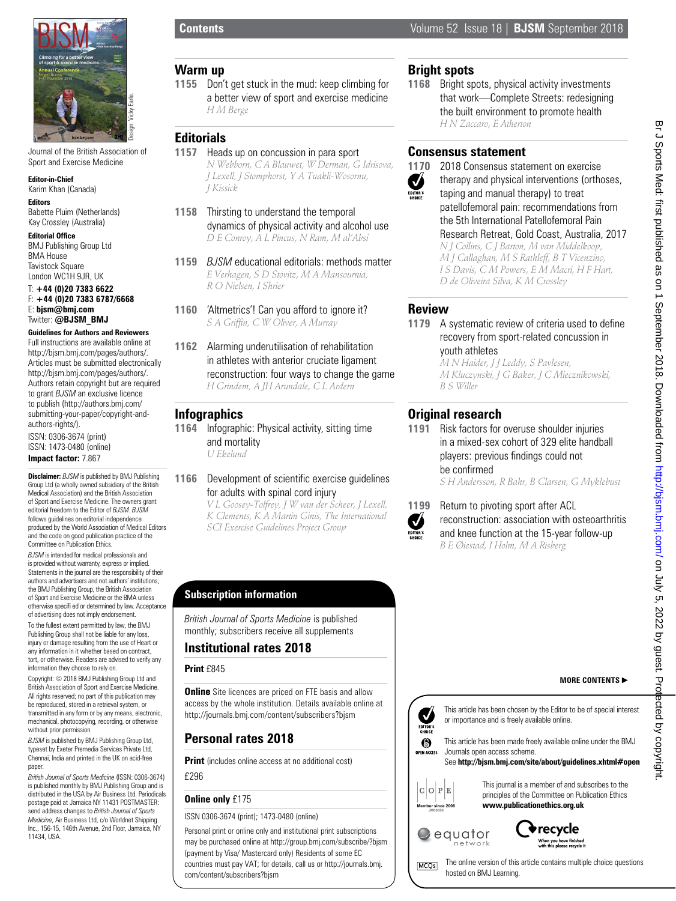# Contents

Volume 52 Issue 18 | BJSM September 2018

Journal of the British Association of Sport and Exercise Medicine

**Editor-in-Chief**
Karim Khan (Canada)

**Editors**
Babette Pluim (Netherlands)
Kay Crossley (Australia)

**Editorial Office**
BMJ Publishing Group Ltd
BMA House
Tavistock Square
London WC1H 9JR, UK

T: **+44 (0)20 7383 6622**
F: **+44 (0)20 7383 6787/6668**
E: **bjsm@bmj.com**
Twitter: **@BJSM_BMJ**

**Guidelines for Authors and Reviewers**
Full instructions are available online at http://bjsm.bmj.com/pages/authors/. Articles must be submitted electronically http://bjsm.bmj.com/pages/authors/. Authors retain copyright but are required to grant *BJSM* an exclusive licence to publish (http://authors.bmj.com/submitting-your-paper/copyright-and-authors-rights/).

ISSN: 0306-3674 (print)
ISSN: 1473-0480 (online)
**Impact factor:** 7.867

**Disclaimer:** *BJSM* is published by BMJ Publishing Group Ltd (a wholly owned subsidiary of the British Medical Association) and the British Association of Sport and Exercise Medicine. The owners grant editorial freedom to the Editor of *BJSM*. *BJSM* follows guidelines on editorial independence produced by the World Association of Medical Editors and the code on good publication practice of the Committee on Publication Ethics.

*BJSM* is intended for medical professionals and is provided without warranty, express or implied. Statements in the journal are the responsibility of their authors and advertisers and not authors' institutions, the BMJ Publishing Group, the British Association of Sport and Exercise Medicine or the BMA unless otherwise specifi ed or determined by law. Acceptance of advertising does not imply endorsement.

To the fullest extent permitted by law, the BMJ Publishing Group shall not be liable for any loss, injury or damage resulting from the use of Heart or any information in it whether based on contract, tort, or otherwise. Readers are advised to verify any information they choose to rely on.

Copyright: © 2018 BMJ Publishing Group Ltd and British Association of Sport and Exercise Medicine. All rights reserved; no part of this publication may be reproduced, stored in a retrieval system, or transmitted in any form or by any means, electronic, mechanical, photocopying, recording, or otherwise without prior permission

*BJSM* is published by BMJ Publishing Group Ltd, typeset by Exeter Premedia Services Private Ltd, Chennai, India and printed in the UK on acid-free paper.

*British Journal of Sports Medicine* (ISSN: 0306-3674) is published monthly by BMJ Publishing Group and is distributed in the USA by Air Business Ltd. Periodicals postage paid at Jamaica NY 11431 POSTMASTER: send address changes to *British Journal of Sports Medicine*, Air Business Ltd, c/o Worldnet Shipping Inc., 156-15, 146th Avenue, 2nd Floor, Jamaica, NY 11434, USA.

## Warm up

**1155** Don't get stuck in the mud: keep climbing for a better view of sport and exercise medicine
*H M Berge*

## Editorials

**1157** Heads up on concussion in para sport
*N Webborn, C A Blauwet, W Derman, G Idrisova, J Lexell, J Stomphorst, Y A Tuakli-Wosornu, J Kissick*

**1158** Thirsting to understand the temporal dynamics of physical activity and alcohol use
*D E Conroy, A L Pincus, N Ram, M al'Absi*

**1159** *BJSM* educational editorials: methods matter
*E Verhagen, S D Stovitz, M A Mansournia, R O Nielsen, I Shrier*

**1160** 'Altmetrics'! Can you afford to ignore it?
*S A Griffin, C W Oliver, A Murray*

**1162** Alarming underutilisation of rehabilitation in athletes with anterior cruciate ligament reconstruction: four ways to change the game
*H Grindem, A JH Arundale, C L Ardern*

## Infographics

**1164** Infographic: Physical activity, sitting time and mortality
*U Ekelund*

**1166** Development of scientific exercise guidelines for adults with spinal cord injury
*V L Goosey-Tolfrey, J W van der Scheer, J Lexell, K Clements, K A Martin Ginis, The International SCI Exercise Guidelines Project Group*

## Bright spots

**1168** Bright spots, physical activity investments that work—Complete Streets: redesigning the built environment to promote health
*H N Zaccaro, E Atherton*

## Consensus statement

**1170** (EDITOR'S CHOICE) 2018 Consensus statement on exercise therapy and physical interventions (orthoses, taping and manual therapy) to treat patellofemoral pain: recommendations from the 5th International Patellofemoral Pain Research Retreat, Gold Coast, Australia, 2017
*N J Collins, C J Barton, M van Middelkoop, M J Callaghan, M S Rathleff, B T Vicenzino, I S Davis, C M Powers, E M Macri, H F Hart, D de Oliveira Silva, K M Crossley*

## Review

**1179** A systematic review of criteria used to define recovery from sport-related concussion in youth athletes
*M N Haider, J J Leddy, S Pavlesen, M Kluczynski, J G Baker, J C Miecznikowski, B S Willer*

## Original research

**1191** Risk factors for overuse shoulder injuries in a mixed-sex cohort of 329 elite handball players: previous findings could not be confirmed
*S H Andersson, R Bahr, B Clarsen, G Myklebust*

**1199** (EDITOR'S CHOICE) Return to pivoting sport after ACL reconstruction: association with osteoarthritis and knee function at the 15-year follow-up
*B E Øiestad, I Holm, M A Risberg*

**MORE CONTENTS ►**

## Subscription information

*British Journal of Sports Medicine* is published monthly; subscribers receive all supplements

### Institutional rates 2018

**Print** £845

**Online** Site licences are priced on FTE basis and allow access by the whole institution. Details available online at http://journals.bmj.com/content/subscribers?bjsm

### Personal rates 2018

**Print** (includes online access at no additional cost) £296

**Online only** £175

ISSN 0306-3674 (print); 1473-0480 (online)

Personal print or online only and institutional print subscriptions may be purchased online at http://group.bmj.com/subscribe/?bjsm (payment by Visa/ Mastercard only) Residents of some EC countries must pay VAT; for details, call us or http://journals.bmj.com/content/subscribers?bjsm

EDITOR'S CHOICE: This article has been chosen by the Editor to be of special interest or importance and is freely available online.

OPEN ACCESS: This article has been made freely available online under the BMJ Journals open access scheme. See **http://bjsm.bmj.com/site/about/guidelines.xhtml#open**

COPE (Member since 2008): This journal is a member of and subscribes to the principles of the Committee on Publication Ethics **www.publicationethics.org.uk**

MCQs: The online version of this article contains multiple choice questions hosted on BMJ Learning.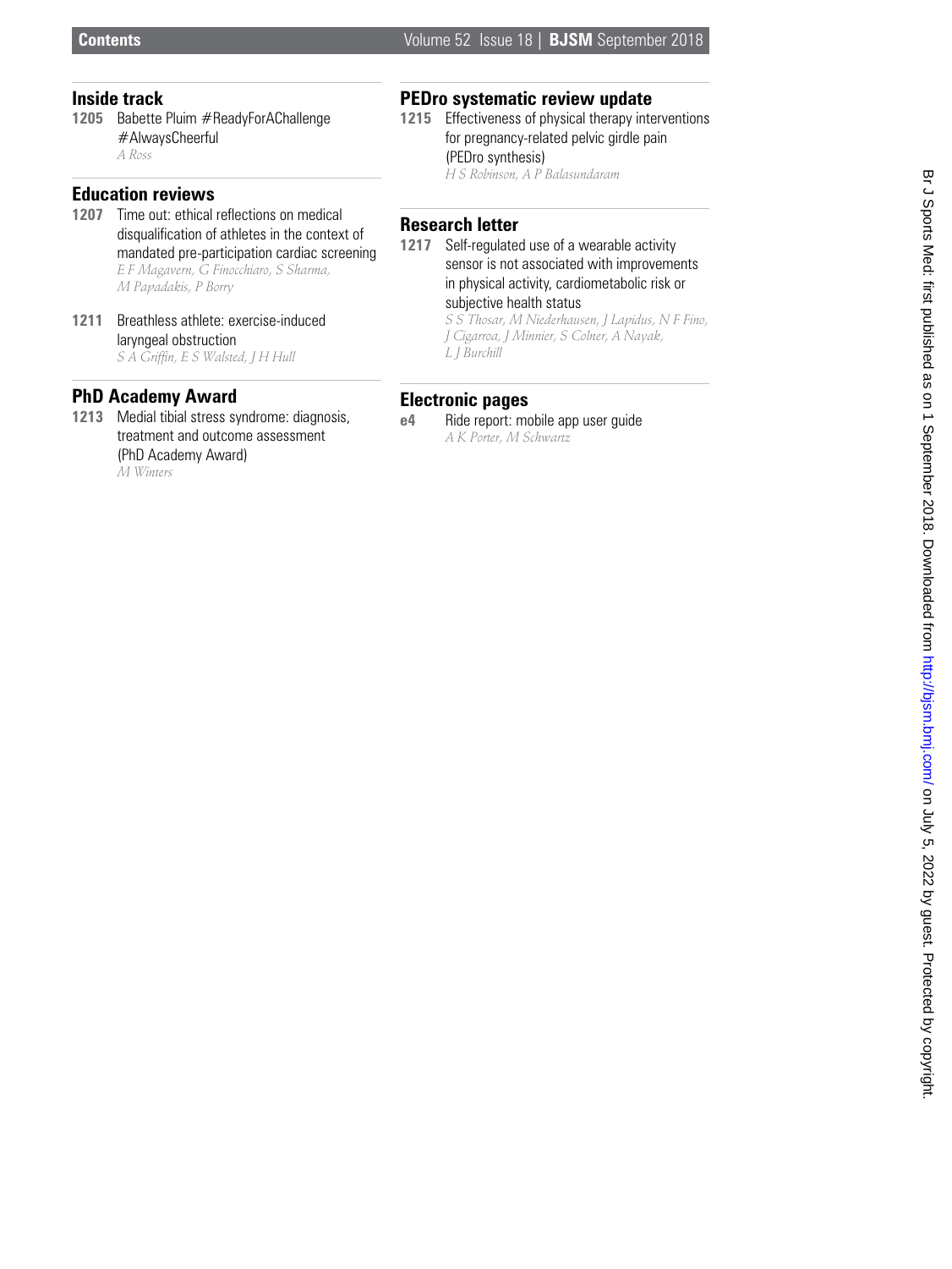# Contents

## Inside track

**1205** Babette Pluim #ReadyForAChallenge #AlwaysCheerful
*A Ross*

## Education reviews

**1207** Time out: ethical reflections on medical disqualification of athletes in the context of mandated pre-participation cardiac screening
*E F Magavern, G Finocchiaro, S Sharma, M Papadakis, P Borry*

**1211** Breathless athlete: exercise-induced laryngeal obstruction
*S A Griffin, E S Walsted, J H Hull*

## PhD Academy Award

**1213** Medial tibial stress syndrome: diagnosis, treatment and outcome assessment (PhD Academy Award)
*M Winters*

## PEDro systematic review update

**1215** Effectiveness of physical therapy interventions for pregnancy-related pelvic girdle pain (PEDro synthesis)
*H S Robinson, A P Balasundaram*

## Research letter

**1217** Self-regulated use of a wearable activity sensor is not associated with improvements in physical activity, cardiometabolic risk or subjective health status
*S S Thosar, M Niederhausen, J Lapidus, N F Fino, J Cigarroa, J Minnier, S Colner, A Nayak, L J Burchill*

## Electronic pages

**e4** Ride report: mobile app user guide
*A K Porter, M Schwartz*